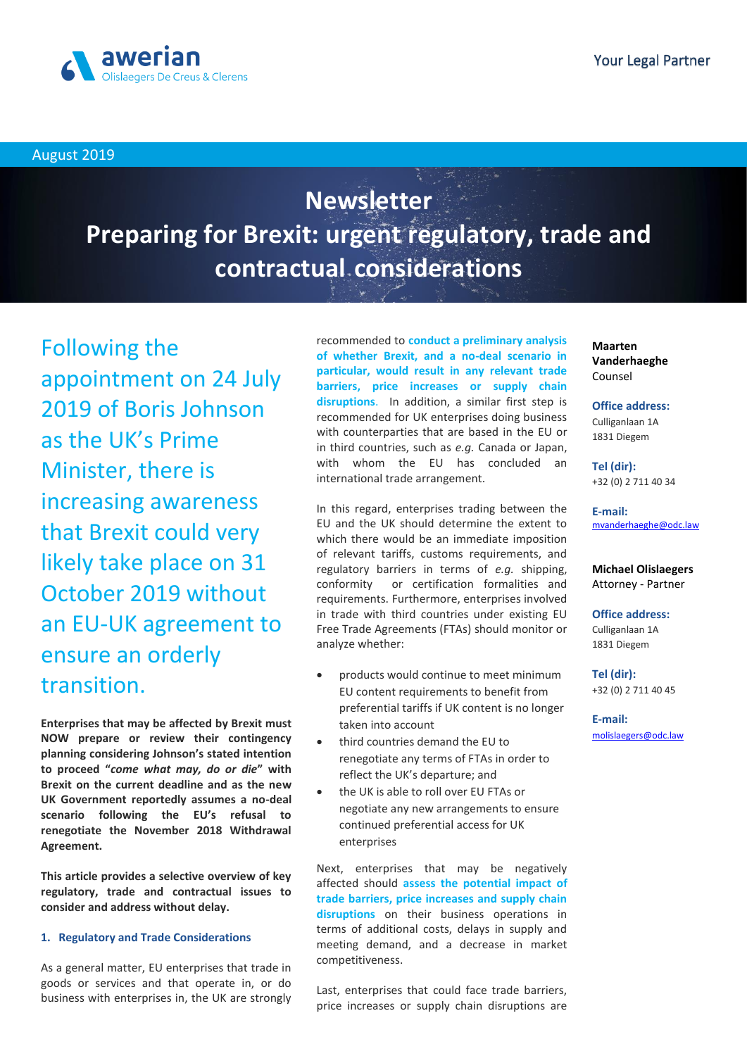awerian
Olislaegers De Creus & Clerens

Your Legal Partner

August 2019

# Newsletter
# Preparing for Brexit: urgent regulatory, trade and contractual considerations

Following the appointment on 24 July 2019 of Boris Johnson as the UK's Prime Minister, there is increasing awareness that Brexit could very likely take place on 31 October 2019 without an EU-UK agreement to ensure an orderly transition.

**Enterprises that may be affected by Brexit must NOW prepare or review their contingency planning considering Johnson's stated intention to proceed "*come what may, do or die*" with Brexit on the current deadline and as the new UK Government reportedly assumes a no-deal scenario following the EU's refusal to renegotiate the November 2018 Withdrawal Agreement.**

**This article provides a selective overview of key regulatory, trade and contractual issues to consider and address without delay.**

## 1. Regulatory and Trade Considerations

As a general matter, EU enterprises that trade in goods or services and that operate in, or do business with enterprises in, the UK are strongly recommended to **conduct a preliminary analysis of whether Brexit, and a no-deal scenario in particular, would result in any relevant trade barriers, price increases or supply chain disruptions**. In addition, a similar first step is recommended for UK enterprises doing business with counterparties that are based in the EU or in third countries, such as *e.g.* Canada or Japan, with whom the EU has concluded an international trade arrangement.

In this regard, enterprises trading between the EU and the UK should determine the extent to which there would be an immediate imposition of relevant tariffs, customs requirements, and regulatory barriers in terms of *e.g.* shipping, conformity or certification formalities and requirements. Furthermore, enterprises involved in trade with third countries under existing EU Free Trade Agreements (FTAs) should monitor or analyze whether:

- products would continue to meet minimum EU content requirements to benefit from preferential tariffs if UK content is no longer taken into account
- third countries demand the EU to renegotiate any terms of FTAs in order to reflect the UK's departure; and
- the UK is able to roll over EU FTAs or negotiate any new arrangements to ensure continued preferential access for UK enterprises

Next, enterprises that may be negatively affected should **assess the potential impact of trade barriers, price increases and supply chain disruptions** on their business operations in terms of additional costs, delays in supply and meeting demand, and a decrease in market competitiveness.

Last, enterprises that could face trade barriers, price increases or supply chain disruptions are

**Maarten Vanderhaeghe**
Counsel

**Office address:**
Culliganlaan 1A
1831 Diegem

**Tel (dir):**
+32 (0) 2 711 40 34

**E-mail:**
mvanderhaeghe@odc.law

**Michael Olislaegers**
Attorney - Partner

**Office address:**
Culliganlaan 1A
1831 Diegem

**Tel (dir):**
+32 (0) 2 711 40 45

**E-mail:**
molislaegers@odc.law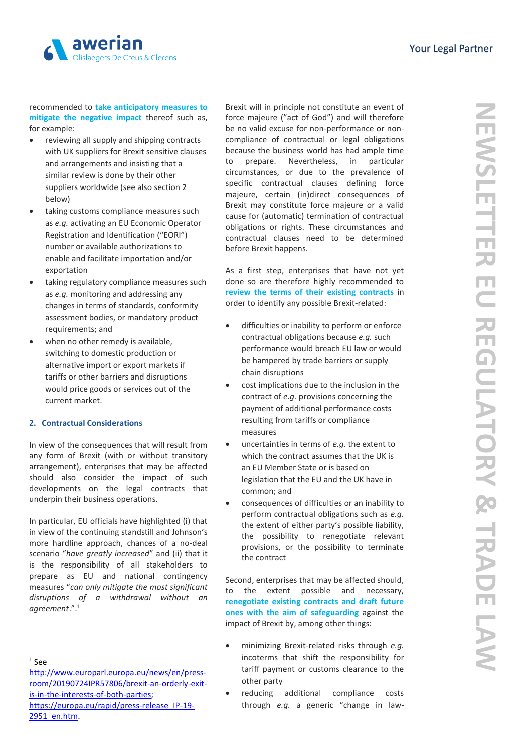recommended to **take anticipatory measures to mitigate the negative impact** thereof such as, for example:

- reviewing all supply and shipping contracts with UK suppliers for Brexit sensitive clauses and arrangements and insisting that a similar review is done by their other suppliers worldwide (see also section 2 below)
- taking customs compliance measures such as *e.g.* activating an EU Economic Operator Registration and Identification ("EORI") number or available authorizations to enable and facilitate importation and/or exportation
- taking regulatory compliance measures such as *e.g.* monitoring and addressing any changes in terms of standards, conformity assessment bodies, or mandatory product requirements; and
- when no other remedy is available, switching to domestic production or alternative import or export markets if tariffs or other barriers and disruptions would price goods or services out of the current market.

## 2. Contractual Considerations

In view of the consequences that will result from any form of Brexit (with or without transitory arrangement), enterprises that may be affected should also consider the impact of such developments on the legal contracts that underpin their business operations.

In particular, EU officials have highlighted (i) that in view of the continuing standstill and Johnson's more hardline approach, chances of a no-deal scenario "*have greatly increased*" and (ii) that it is the responsibility of all stakeholders to prepare as EU and national contingency measures "*can only mitigate the most significant disruptions of a withdrawal without an agreement*.".[1]

Brexit will in principle not constitute an event of force majeure ("act of God") and will therefore be no valid excuse for non-performance or non-compliance of contractual or legal obligations because the business world has had ample time to prepare. Nevertheless, in particular circumstances, or due to the prevalence of specific contractual clauses defining force majeure, certain (in)direct consequences of Brexit may constitute force majeure or a valid cause for (automatic) termination of contractual obligations or rights. These circumstances and contractual clauses need to be determined before Brexit happens.

As a first step, enterprises that have not yet done so are therefore highly recommended to **review the terms of their existing contracts** in order to identify any possible Brexit-related:

- difficulties or inability to perform or enforce contractual obligations because *e.g.* such performance would breach EU law or would be hampered by trade barriers or supply chain disruptions
- cost implications due to the inclusion in the contract of *e.g.* provisions concerning the payment of additional performance costs resulting from tariffs or compliance measures
- uncertainties in terms of *e.g.* the extent to which the contract assumes that the UK is an EU Member State or is based on legislation that the EU and the UK have in common; and
- consequences of difficulties or an inability to perform contractual obligations such as *e.g.* the extent of either party's possible liability, the possibility to renegotiate relevant provisions, or the possibility to terminate the contract

Second, enterprises that may be affected should, to the extent possible and necessary, **renegotiate existing contracts and draft future ones with the aim of safeguarding** against the impact of Brexit by, among other things:

- minimizing Brexit-related risks through *e.g.* incoterms that shift the responsibility for tariff payment or customs clearance to the other party
- reducing additional compliance costs through *e.g.* a generic "change in law-

---

[1] See http://www.europarl.europa.eu/news/en/press-room/20190724IPR57806/brexit-an-orderly-exit-is-in-the-interests-of-both-parties; https://europa.eu/rapid/press-release_IP-19-2951_en.htm.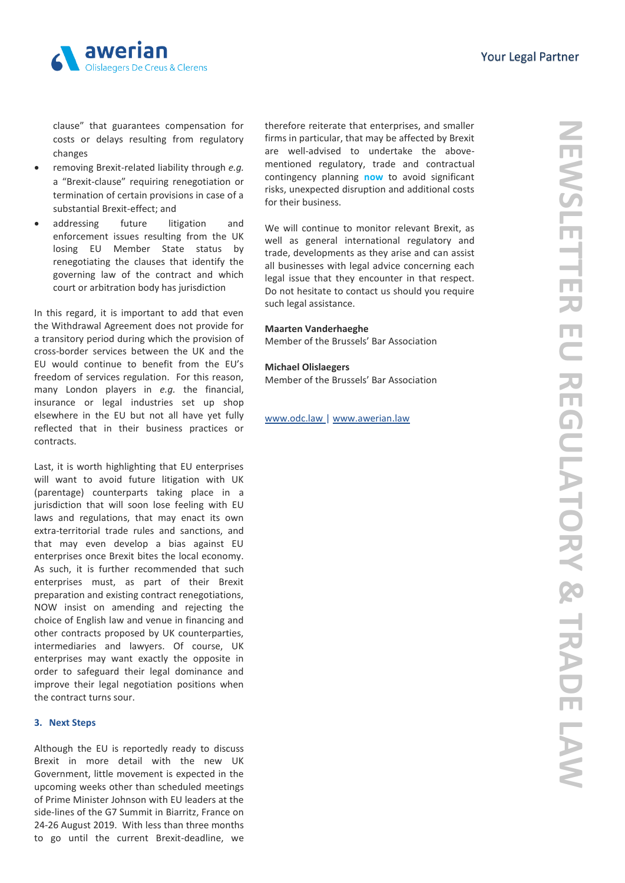clause" that guarantees compensation for costs or delays resulting from regulatory changes

- removing Brexit-related liability through *e.g.* a "Brexit-clause" requiring renegotiation or termination of certain provisions in case of a substantial Brexit-effect; and
- addressing future litigation and enforcement issues resulting from the UK losing EU Member State status by renegotiating the clauses that identify the governing law of the contract and which court or arbitration body has jurisdiction

In this regard, it is important to add that even the Withdrawal Agreement does not provide for a transitory period during which the provision of cross-border services between the UK and the EU would continue to benefit from the EU's freedom of services regulation. For this reason, many London players in *e.g.* the financial, insurance or legal industries set up shop elsewhere in the EU but not all have yet fully reflected that in their business practices or contracts.

Last, it is worth highlighting that EU enterprises will want to avoid future litigation with UK (parentage) counterparts taking place in a jurisdiction that will soon lose feeling with EU laws and regulations, that may enact its own extra-territorial trade rules and sanctions, and that may even develop a bias against EU enterprises once Brexit bites the local economy. As such, it is further recommended that such enterprises must, as part of their Brexit preparation and existing contract renegotiations, NOW insist on amending and rejecting the choice of English law and venue in financing and other contracts proposed by UK counterparties, intermediaries and lawyers. Of course, UK enterprises may want exactly the opposite in order to safeguard their legal dominance and improve their legal negotiation positions when the contract turns sour.

### 3. Next Steps

Although the EU is reportedly ready to discuss Brexit in more detail with the new UK Government, little movement is expected in the upcoming weeks other than scheduled meetings of Prime Minister Johnson with EU leaders at the side-lines of the G7 Summit in Biarritz, France on 24-26 August 2019. With less than three months to go until the current Brexit-deadline, we therefore reiterate that enterprises, and smaller firms in particular, that may be affected by Brexit are well-advised to undertake the above-mentioned regulatory, trade and contractual contingency planning **now** to avoid significant risks, unexpected disruption and additional costs for their business.

We will continue to monitor relevant Brexit, as well as general international regulatory and trade, developments as they arise and can assist all businesses with legal advice concerning each legal issue that they encounter in that respect. Do not hesitate to contact us should you require such legal assistance.

**Maarten Vanderhaeghe**
Member of the Brussels' Bar Association

**Michael Olislaegers**
Member of the Brussels' Bar Association

www.odc.law | www.awerian.law